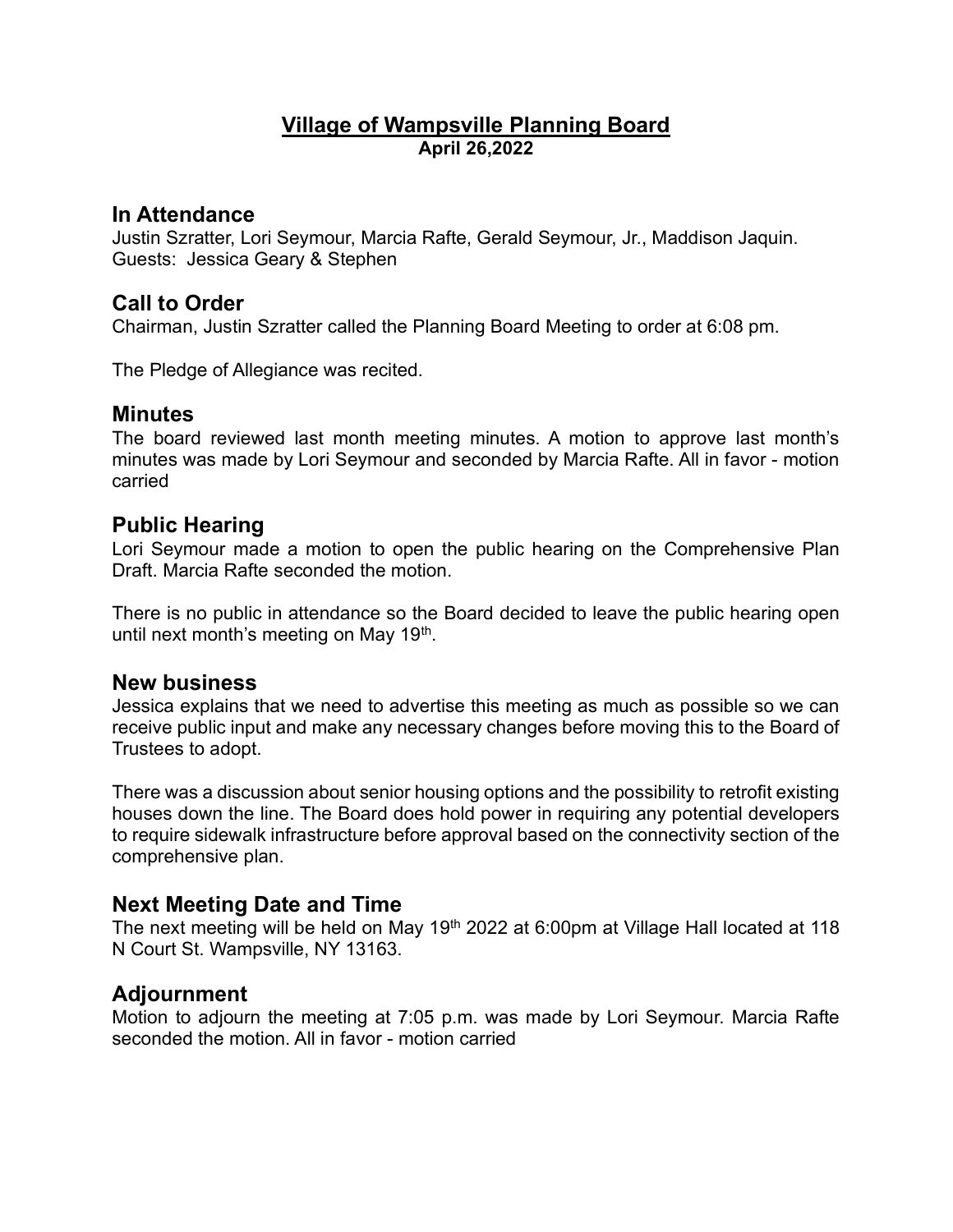# Village of Wampsville Planning Board

**April 26,2022**

## In Attendance

Justin Szratter, Lori Seymour, Marcia Rafte, Gerald Seymour, Jr., Maddison Jaquin.
Guests: Jessica Geary & Stephen

## Call to Order

Chairman, Justin Szratter called the Planning Board Meeting to order at 6:08 pm.

The Pledge of Allegiance was recited.

## Minutes

The board reviewed last month meeting minutes. A motion to approve last month's minutes was made by Lori Seymour and seconded by Marcia Rafte. All in favor - motion carried

## Public Hearing

Lori Seymour made a motion to open the public hearing on the Comprehensive Plan Draft. Marcia Rafte seconded the motion.

There is no public in attendance so the Board decided to leave the public hearing open until next month's meeting on May 19th.

## New business

Jessica explains that we need to advertise this meeting as much as possible so we can receive public input and make any necessary changes before moving this to the Board of Trustees to adopt.

There was a discussion about senior housing options and the possibility to retrofit existing houses down the line. The Board does hold power in requiring any potential developers to require sidewalk infrastructure before approval based on the connectivity section of the comprehensive plan.

## Next Meeting Date and Time

The next meeting will be held on May 19th 2022 at 6:00pm at Village Hall located at 118 N Court St. Wampsville, NY 13163.

## Adjournment

Motion to adjourn the meeting at 7:05 p.m. was made by Lori Seymour. Marcia Rafte seconded the motion. All in favor - motion carried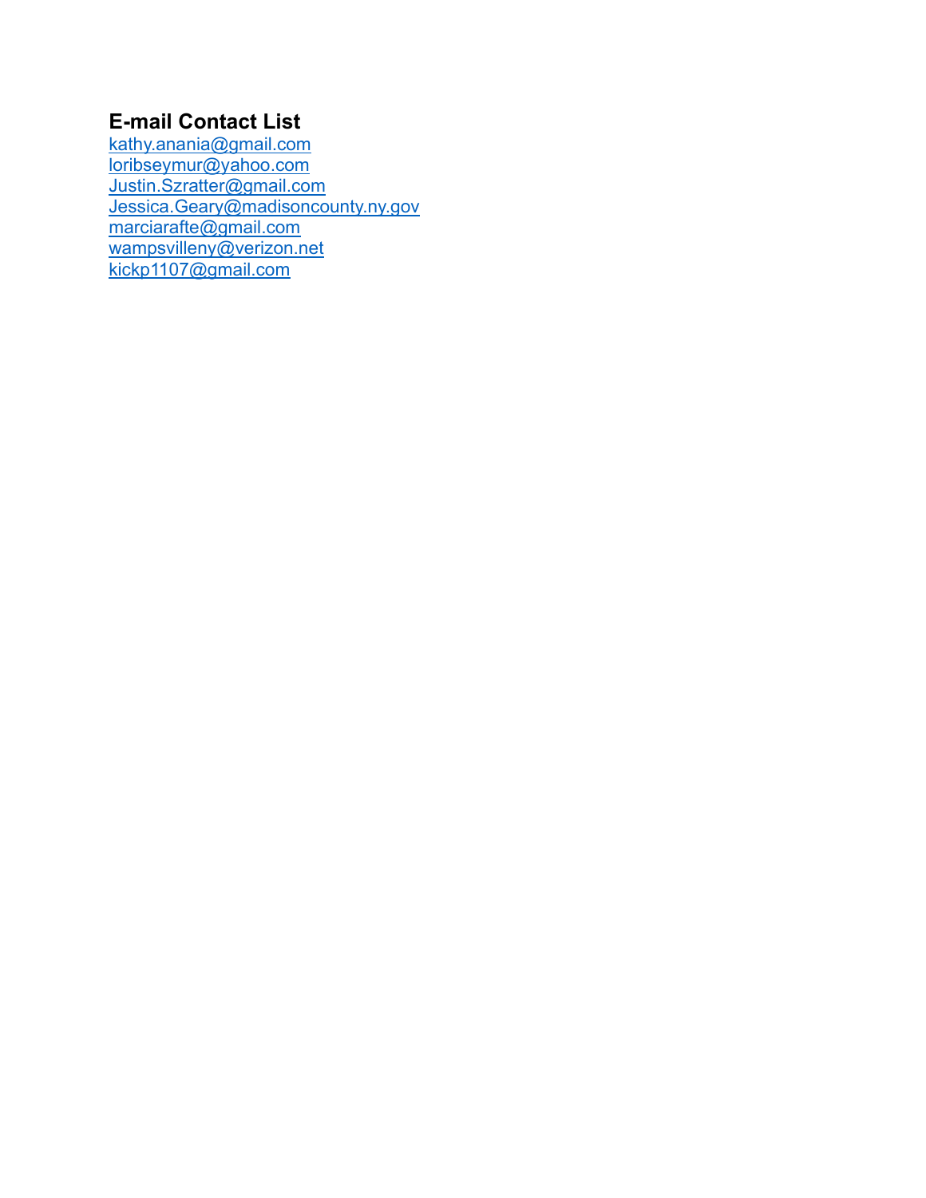**E-mail Contact List**

kathy.anania@gmail.com
loribseymur@yahoo.com
Justin.Szratter@gmail.com
Jessica.Geary@madisoncounty.ny.gov
marciarafte@gmail.com
wampsvilleny@verizon.net
kickp1107@gmail.com